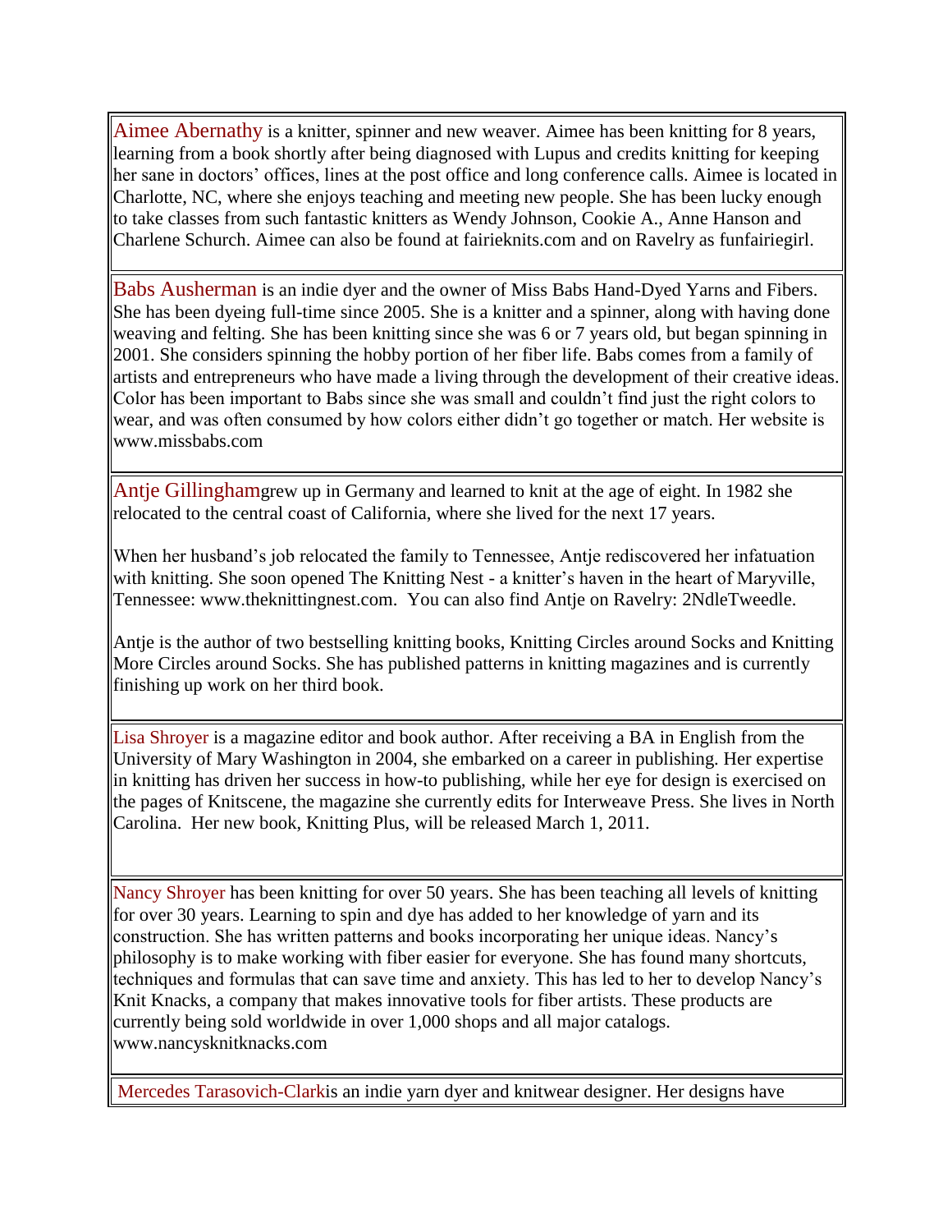Aimee Abernathy is a knitter, spinner and new weaver. Aimee has been knitting for 8 years, learning from a book shortly after being diagnosed with Lupus and credits knitting for keeping her sane in doctors' offices, lines at the post office and long conference calls. Aimee is located in Charlotte, NC, where she enjoys teaching and meeting new people. She has been lucky enough to take classes from such fantastic knitters as Wendy Johnson, Cookie A., Anne Hanson and Charlene Schurch. Aimee can also be found at fairieknits.com and on Ravelry as funfairiegirl.

Babs Ausherman is an indie dyer and the owner of Miss Babs Hand-Dyed Yarns and Fibers. She has been dyeing full-time since 2005. She is a knitter and a spinner, along with having done weaving and felting. She has been knitting since she was 6 or 7 years old, but began spinning in 2001. She considers spinning the hobby portion of her fiber life. Babs comes from a family of artists and entrepreneurs who have made a living through the development of their creative ideas. Color has been important to Babs since she was small and couldn't find just the right colors to wear, and was often consumed by how colors either didn't go together or match. Her website is www.missbabs.com

Antje Gillinghamgrew up in Germany and learned to knit at the age of eight. In 1982 she relocated to the central coast of California, where she lived for the next 17 years.

When her husband's job relocated the family to Tennessee, Antje rediscovered her infatuation with knitting. She soon opened The Knitting Nest - a knitter's haven in the heart of Maryville, Tennessee: www.theknittingnest.com. You can also find Antje on Ravelry: 2NdleTweedle.

Antje is the author of two bestselling knitting books, Knitting Circles around Socks and Knitting More Circles around Socks. She has published patterns in knitting magazines and is currently finishing up work on her third book.

Lisa Shroyer is a magazine editor and book author. After receiving a BA in English from the University of Mary Washington in 2004, she embarked on a career in publishing. Her expertise in knitting has driven her success in how-to publishing, while her eye for design is exercised on the pages of Knitscene, the magazine she currently edits for Interweave Press. She lives in North Carolina. Her new book, Knitting Plus, will be released March 1, 2011.

Nancy Shroyer has been knitting for over 50 years. She has been teaching all levels of knitting for over 30 years. Learning to spin and dye has added to her knowledge of yarn and its construction. She has written patterns and books incorporating her unique ideas. Nancy's philosophy is to make working with fiber easier for everyone. She has found many shortcuts, techniques and formulas that can save time and anxiety. This has led to her to develop Nancy's Knit Knacks, a company that makes innovative tools for fiber artists. These products are currently being sold worldwide in over 1,000 shops and all major catalogs. www.nancysknitknacks.com

Mercedes Tarasovich-Clarkis an indie yarn dyer and knitwear designer. Her designs have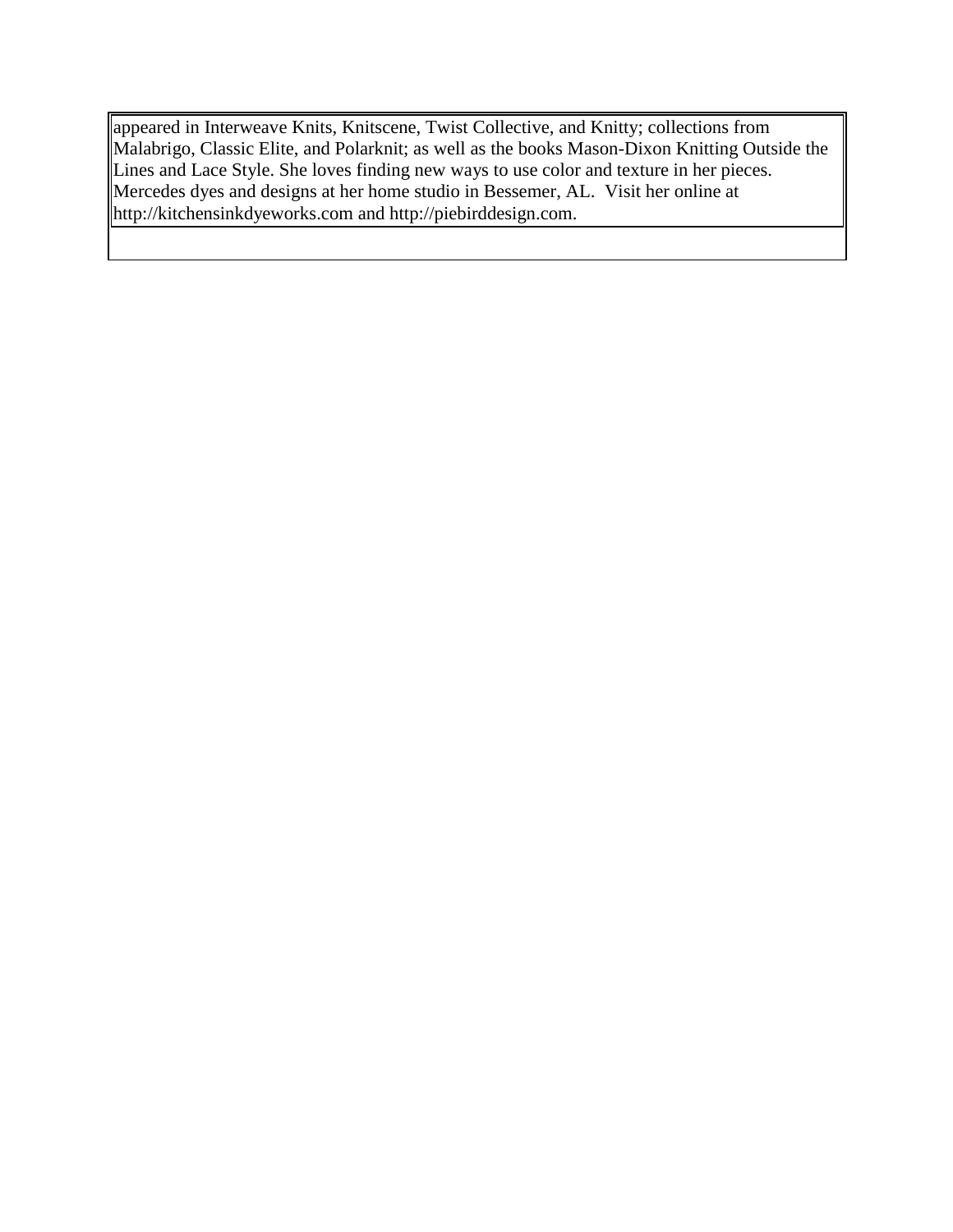appeared in Interweave Knits, Knitscene, Twist Collective, and Knitty; collections from Malabrigo, Classic Elite, and Polarknit; as well as the books Mason-Dixon Knitting Outside the Lines and Lace Style. She loves finding new ways to use color and texture in her pieces. Mercedes dyes and designs at her home studio in Bessemer, AL. Visit her online at http://kitchensinkdyeworks.com and http://piebirddesign.com.